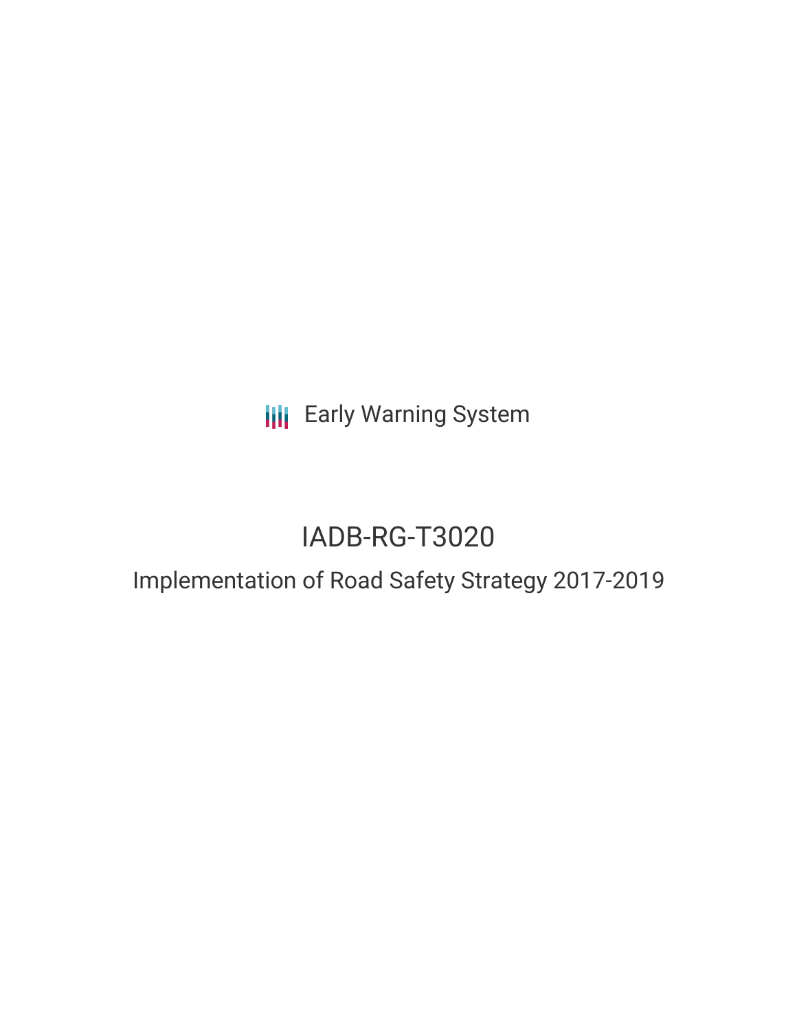Early Warning System

# IADB-RG-T3020

## Implementation of Road Safety Strategy 2017-2019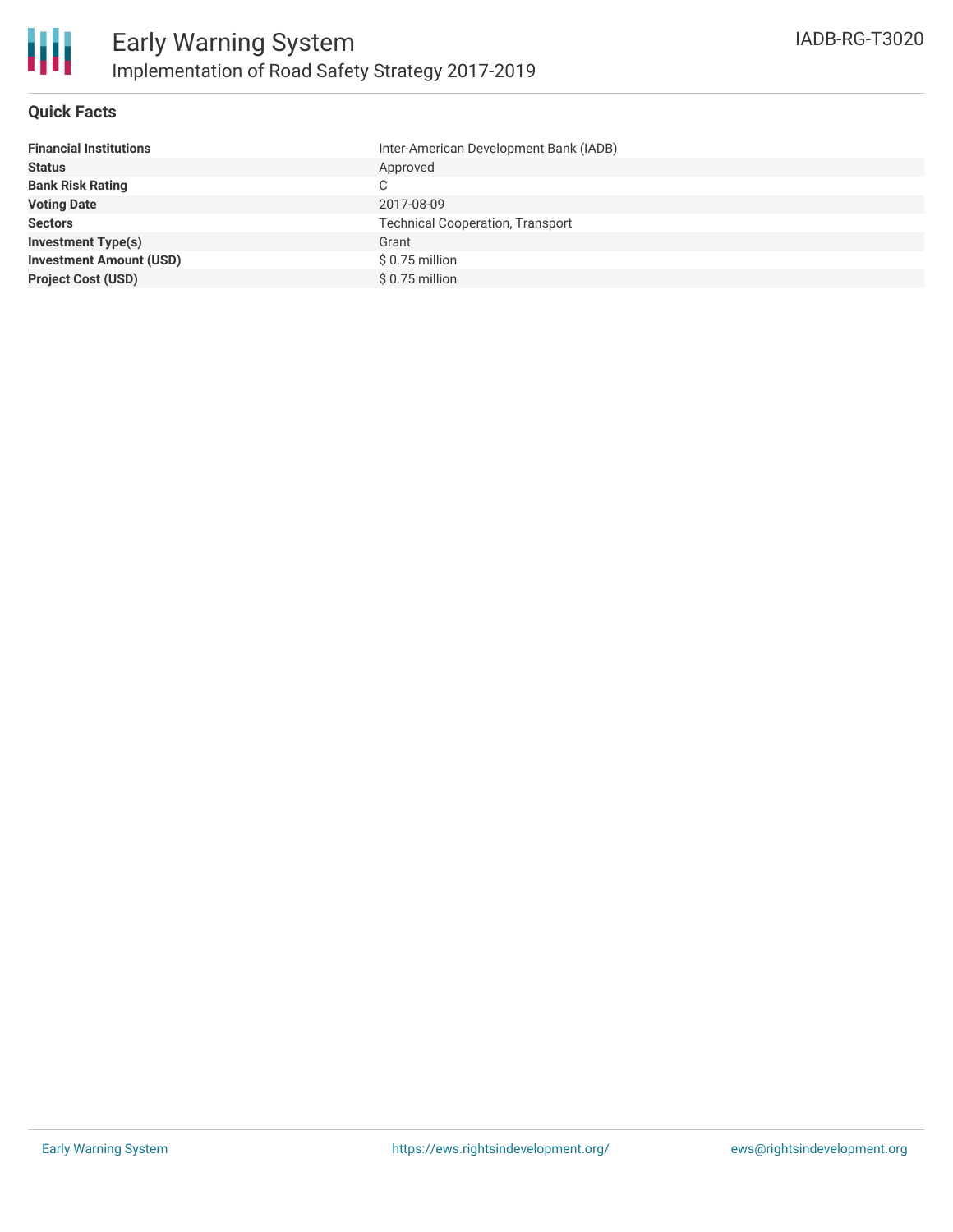# Early Warning System

## Implementation of Road Safety Strategy 2017-2019

IADB-RG-T3020

### Quick Facts

| | |
|---|---|
| **Financial Institutions** | Inter-American Development Bank (IADB) |
| **Status** | Approved |
| **Bank Risk Rating** | C |
| **Voting Date** | 2017-08-09 |
| **Sectors** | Technical Cooperation, Transport |
| **Investment Type(s)** | Grant |
| **Investment Amount (USD)** | $ 0.75 million |
| **Project Cost (USD)** | $ 0.75 million |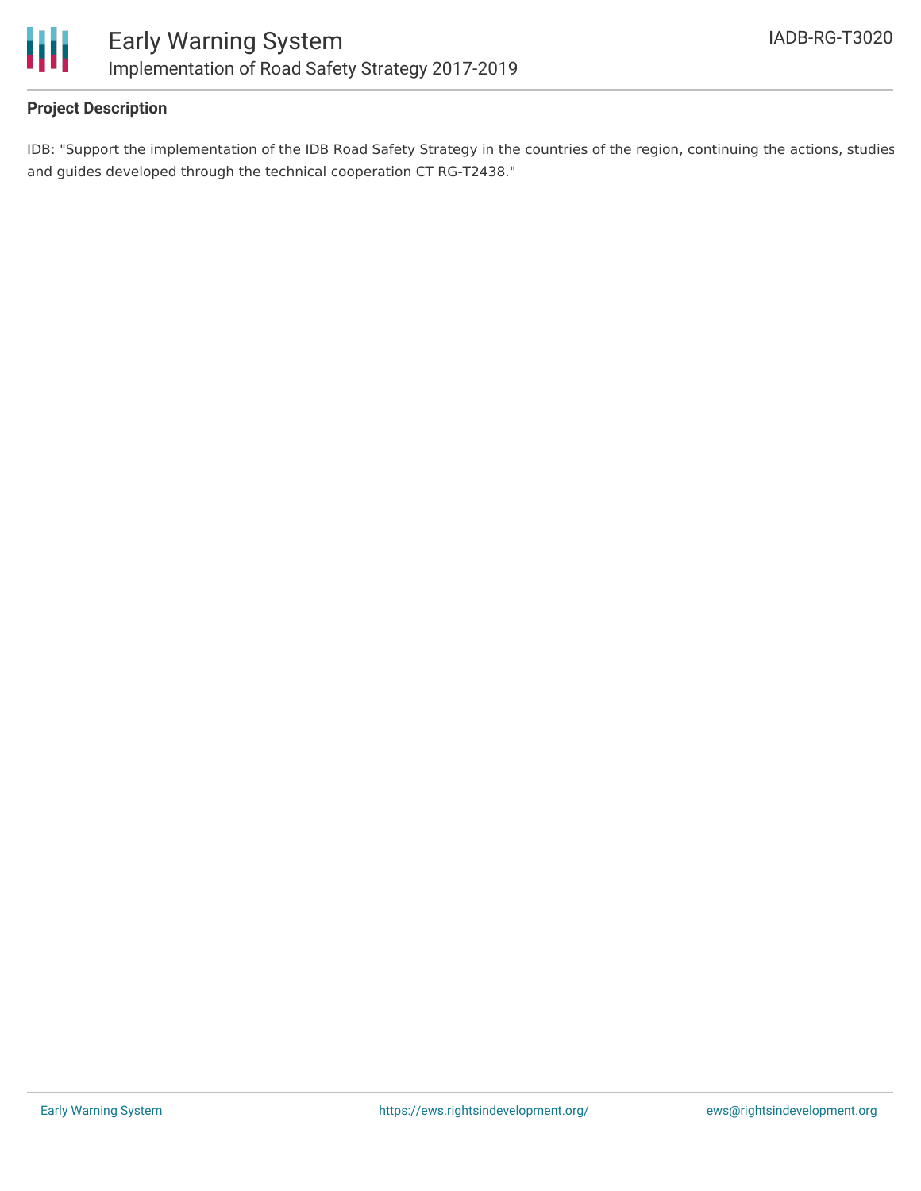**Project Description**

IDB: "Support the implementation of the IDB Road Safety Strategy in the countries of the region, continuing the actions, studies and guides developed through the technical cooperation CT RG-T2438."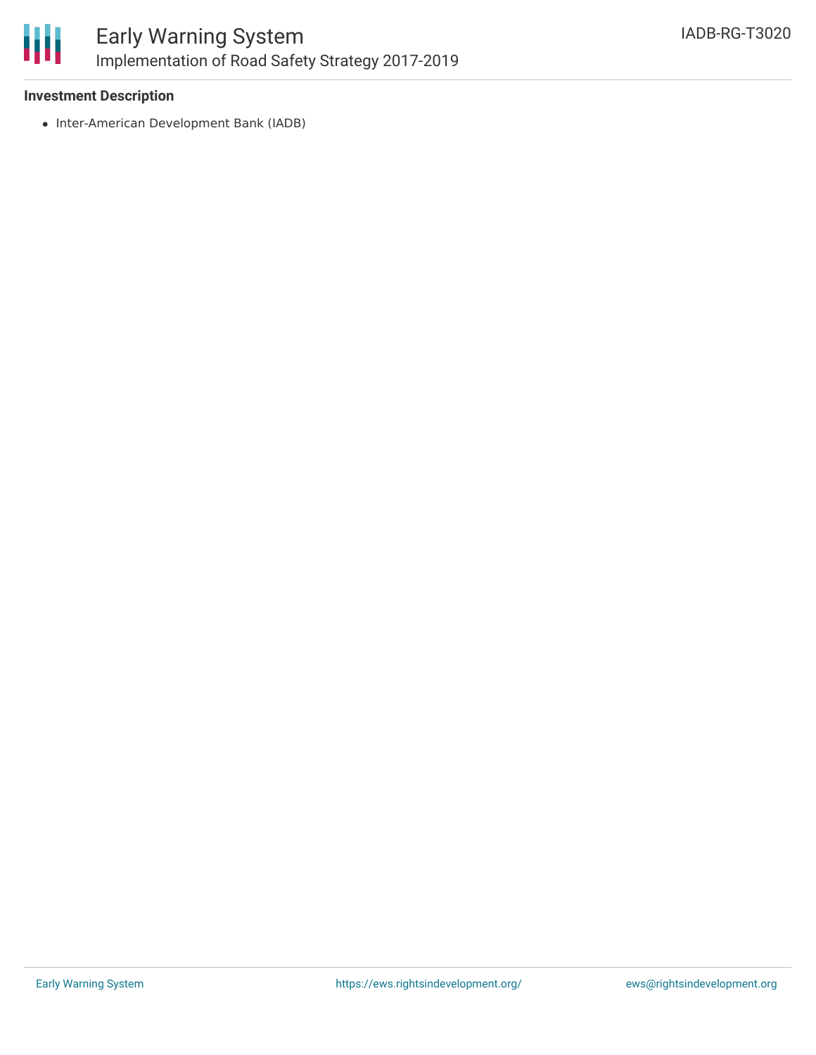**Investment Description**

- Inter-American Development Bank (IADB)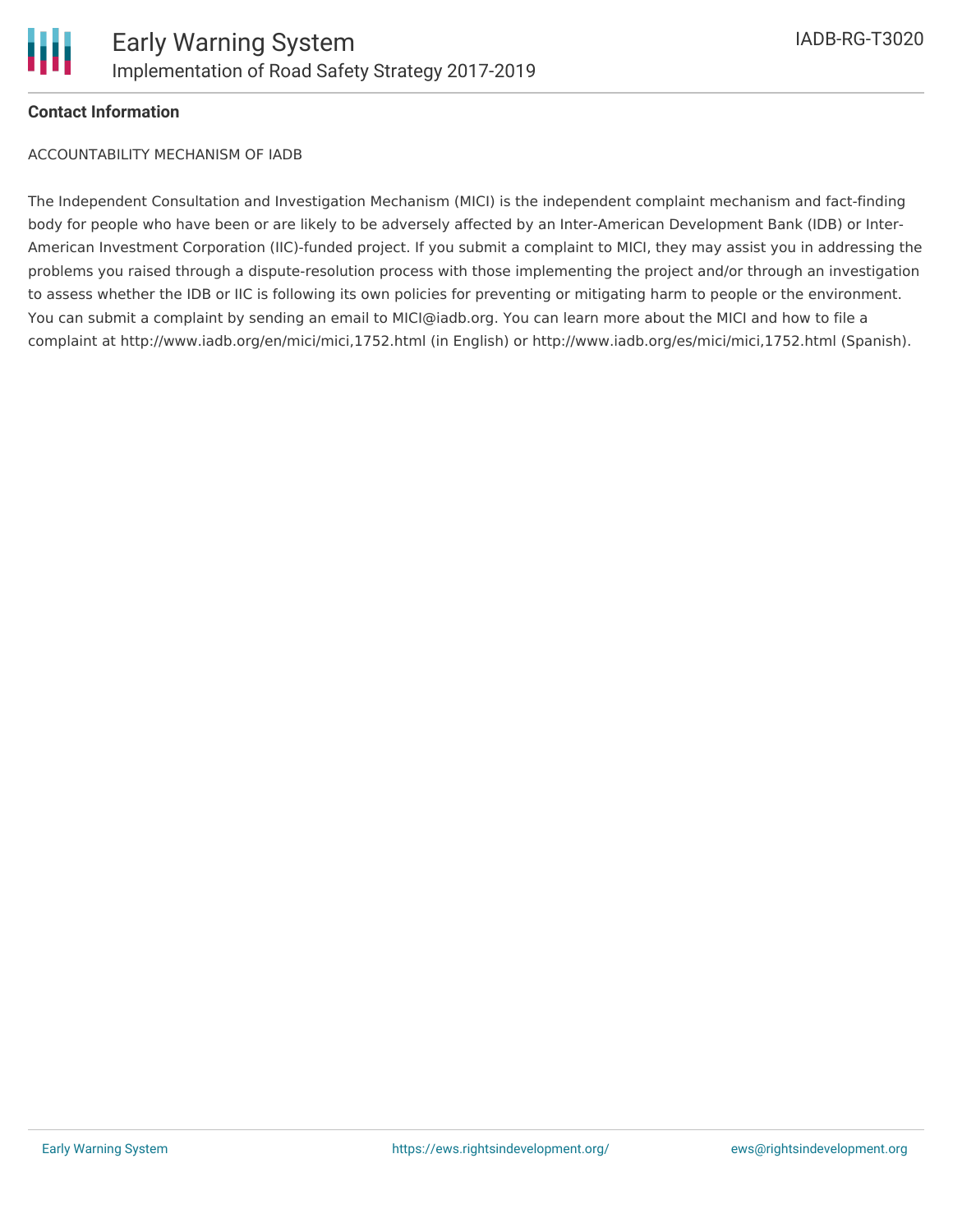**Contact Information**

ACCOUNTABILITY MECHANISM OF IADB

The Independent Consultation and Investigation Mechanism (MICI) is the independent complaint mechanism and fact-finding body for people who have been or are likely to be adversely affected by an Inter-American Development Bank (IDB) or Inter-American Investment Corporation (IIC)-funded project. If you submit a complaint to MICI, they may assist you in addressing the problems you raised through a dispute-resolution process with those implementing the project and/or through an investigation to assess whether the IDB or IIC is following its own policies for preventing or mitigating harm to people or the environment. You can submit a complaint by sending an email to MICI@iadb.org. You can learn more about the MICI and how to file a complaint at http://www.iadb.org/en/mici/mici,1752.html (in English) or http://www.iadb.org/es/mici/mici,1752.html (Spanish).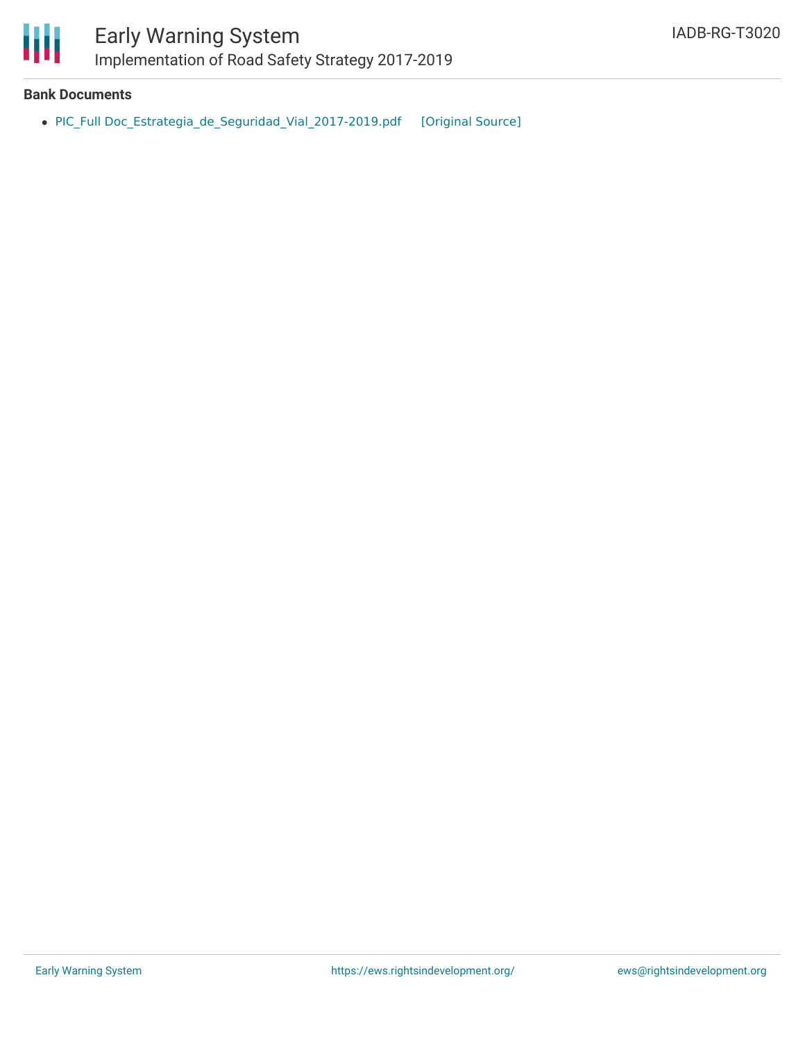**Bank Documents**

- PIC_Full Doc_Estrategia_de_Seguridad_Vial_2017-2019.pdf [Original Source]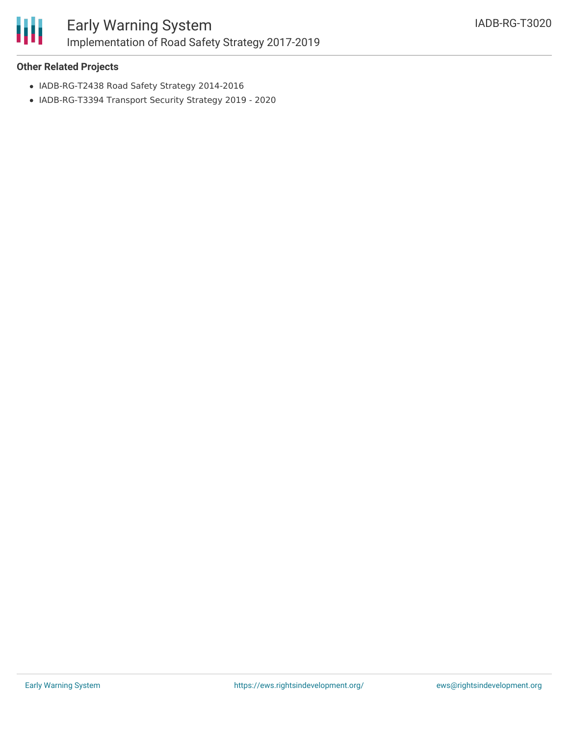**Other Related Projects**

- IADB-RG-T2438 Road Safety Strategy 2014-2016
- IADB-RG-T3394 Transport Security Strategy 2019 - 2020